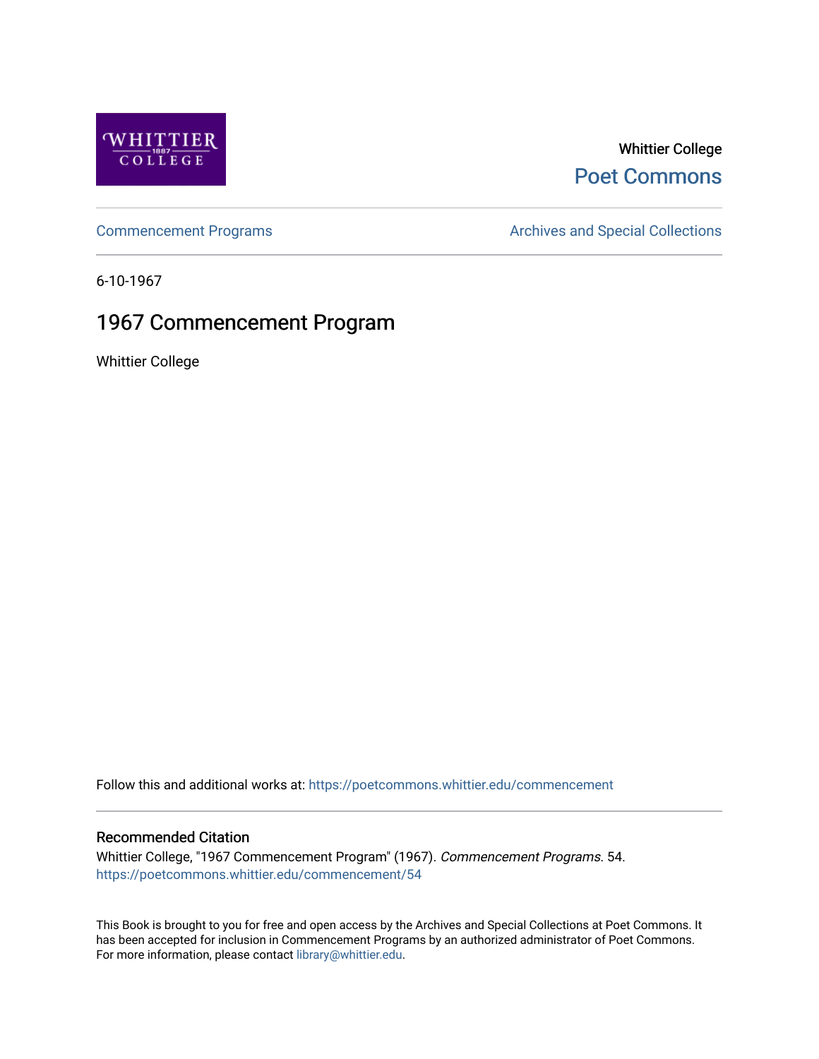Whittier College

Poet Commons

Commencement Programs

Archives and Special Collections

6-10-1967

# 1967 Commencement Program

Whittier College

Follow this and additional works at: https://poetcommons.whittier.edu/commencement

## Recommended Citation

Whittier College, "1967 Commencement Program" (1967). *Commencement Programs*. 54.
https://poetcommons.whittier.edu/commencement/54

This Book is brought to you for free and open access by the Archives and Special Collections at Poet Commons. It has been accepted for inclusion in Commencement Programs by an authorized administrator of Poet Commons. For more information, please contact library@whittier.edu.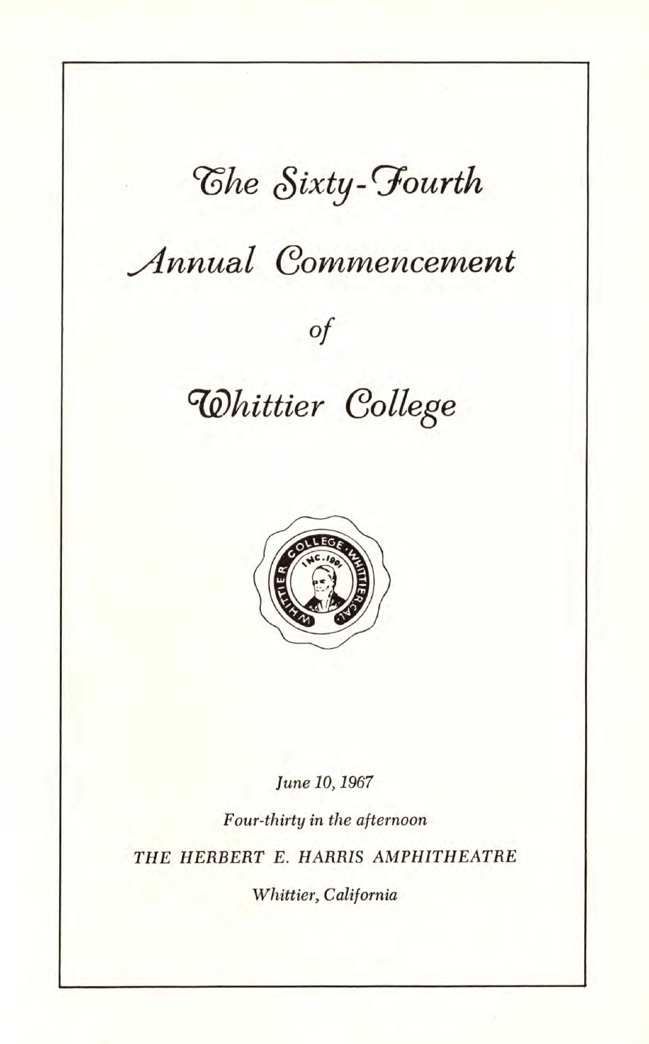# The Sixty-Fourth

# Annual Commencement

# of

# Whittier College

*June 10, 1967*

*Four-thirty in the afternoon*

*THE HERBERT E. HARRIS AMPHITHEATRE*

*Whittier, California*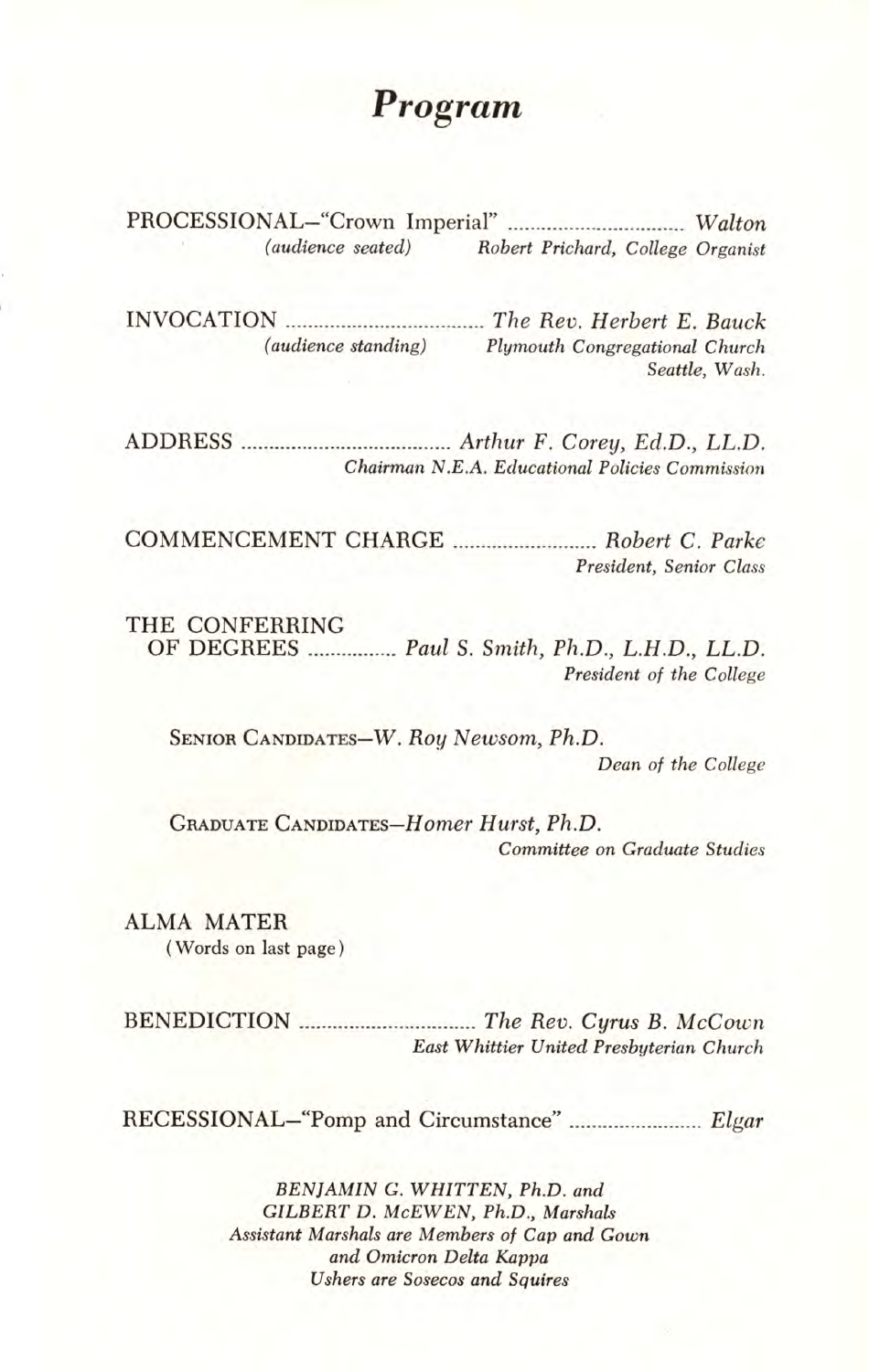# *Program*

PROCESSIONAL—"Crown Imperial" ................................ *Walton*
*(audience seated)* *Robert Prichard, College Organist*

INVOCATION .................................... *The Rev. Herbert E. Bauck*
*(audience standing)* *Plymouth Congregational Church*
*Seattle, Wash.*

ADDRESS ...................................... *Arthur F. Corey, Ed.D., LL.D.*
*Chairman N.E.A. Educational Policies Commission*

COMMENCEMENT CHARGE .......................... *Robert C. Parke*
*President, Senior Class*

THE CONFERRING
OF DEGREES ................ *Paul S. Smith, Ph.D., L.H.D., LL.D.*
*President of the College*

SENIOR CANDIDATES—*W. Roy Newsom, Ph.D.*
*Dean of the College*

GRADUATE CANDIDATES—*Homer Hurst, Ph.D.*
*Committee on Graduate Studies*

ALMA MATER
(Words on last page)

BENEDICTION ................................ *The Rev. Cyrus B. McCown*
*East Whittier United Presbyterian Church*

RECESSIONAL—"Pomp and Circumstance" ........................ *Elgar*

*BENJAMIN G. WHITTEN, Ph.D. and*
*GILBERT D. McEWEN, Ph.D., Marshals*
*Assistant Marshals are Members of Cap and Gown*
*and Omicron Delta Kappa*
*Ushers are Sosecos and Squires*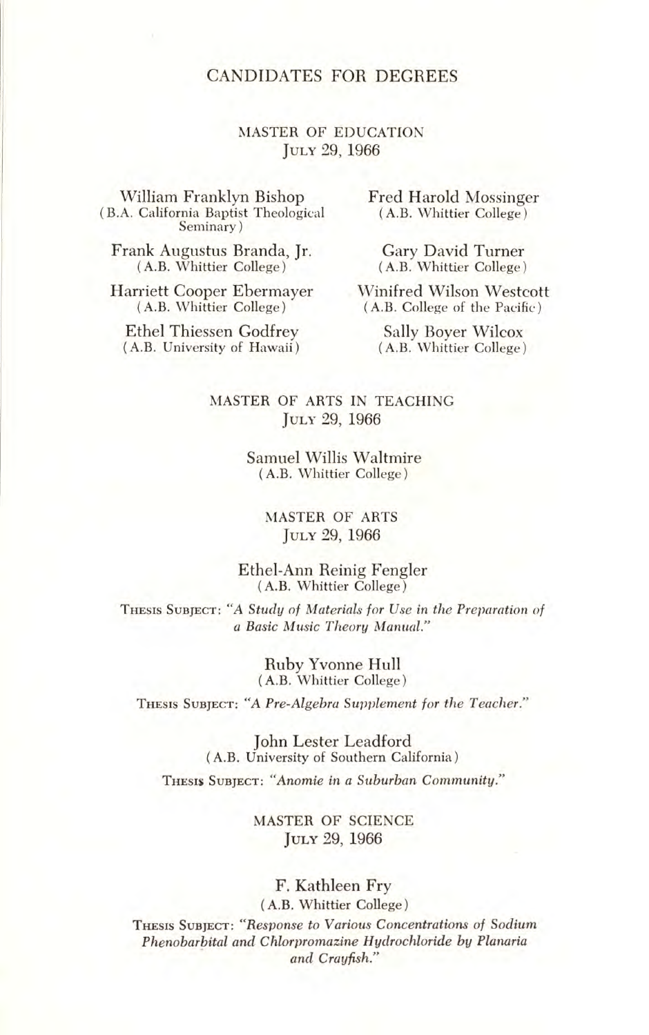# CANDIDATES FOR DEGREES

## MASTER OF EDUCATION
July 29, 1966

William Franklyn Bishop
(B.A. California Baptist Theological Seminary)

Frank Augustus Branda, Jr.
(A.B. Whittier College)

Harriett Cooper Ebermayer
(A.B. Whittier College)

Ethel Thiessen Godfrey
(A.B. University of Hawaii)

Fred Harold Mossinger
(A.B. Whittier College)

Gary David Turner
(A.B. Whittier College)

Winifred Wilson Westcott
(A.B. College of the Pacific)

Sally Boyer Wilcox
(A.B. Whittier College)

## MASTER OF ARTS IN TEACHING
July 29, 1966

Samuel Willis Waltmire
(A.B. Whittier College)

## MASTER OF ARTS
July 29, 1966

Ethel-Ann Reinig Fengler
(A.B. Whittier College)

Thesis Subject: *"A Study of Materials for Use in the Preparation of a Basic Music Theory Manual."*

Ruby Yvonne Hull
(A.B. Whittier College)

Thesis Subject: *"A Pre-Algebra Supplement for the Teacher."*

John Lester Leadford
(A.B. University of Southern California)

Thesis Subject: *"Anomie in a Suburban Community."*

## MASTER OF SCIENCE
July 29, 1966

F. Kathleen Fry
(A.B. Whittier College)

Thesis Subject: *"Response to Various Concentrations of Sodium Phenobarbital and Chlorpromazine Hydrochloride by Planaria and Crayfish."*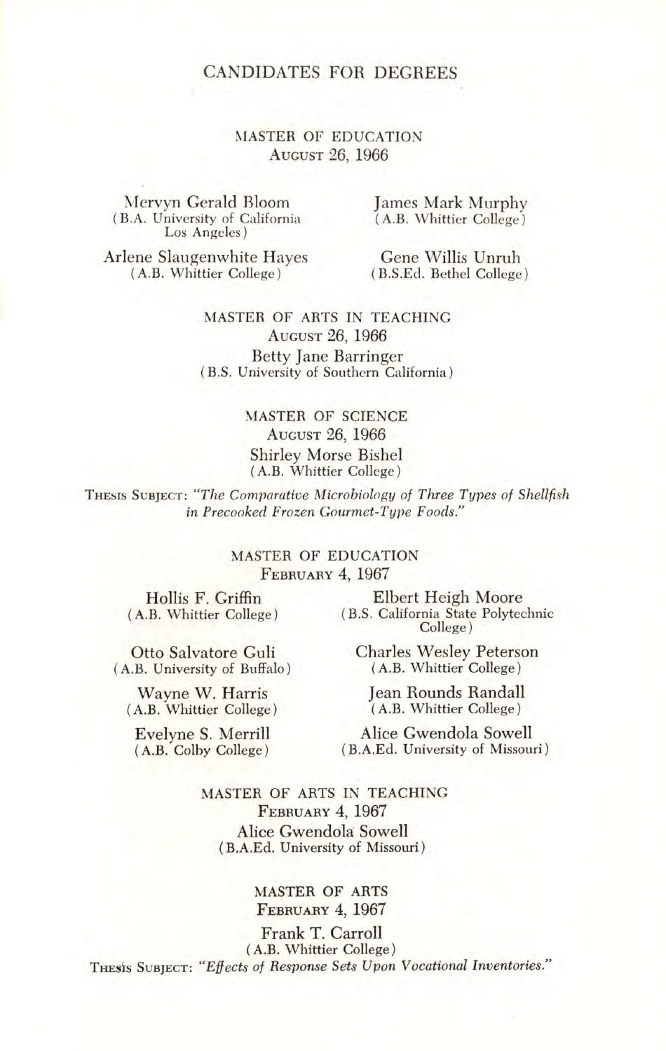# CANDIDATES FOR DEGREES

## MASTER OF EDUCATION
August 26, 1966

Mervyn Gerald Bloom
(B.A. University of California Los Angeles)

Arlene Slaugenwhite Hayes
(A.B. Whittier College)

James Mark Murphy
(A.B. Whittier College)

Gene Willis Unruh
(B.S.Ed. Bethel College)

## MASTER OF ARTS IN TEACHING
August 26, 1966

Betty Jane Barringer
(B.S. University of Southern California)

## MASTER OF SCIENCE
August 26, 1966

Shirley Morse Bishel
(A.B. Whittier College)

Thesis Subject: *"The Comparative Microbiology of Three Types of Shellfish in Precooked Frozen Gourmet-Type Foods."*

## MASTER OF EDUCATION
February 4, 1967

Hollis F. Griffin
(A.B. Whittier College)

Otto Salvatore Guli
(A.B. University of Buffalo)

Wayne W. Harris
(A.B. Whittier College)

Evelyne S. Merrill
(A.B. Colby College)

Elbert Heigh Moore
(B.S. California State Polytechnic College)

Charles Wesley Peterson
(A.B. Whittier College)

Jean Rounds Randall
(A.B. Whittier College)

Alice Gwendola Sowell
(B.A.Ed. University of Missouri)

## MASTER OF ARTS IN TEACHING
February 4, 1967

Alice Gwendola Sowell
(B.A.Ed. University of Missouri)

## MASTER OF ARTS
February 4, 1967

Frank T. Carroll
(A.B. Whittier College)

Thesis Subject: *"Effects of Response Sets Upon Vocational Inventories."*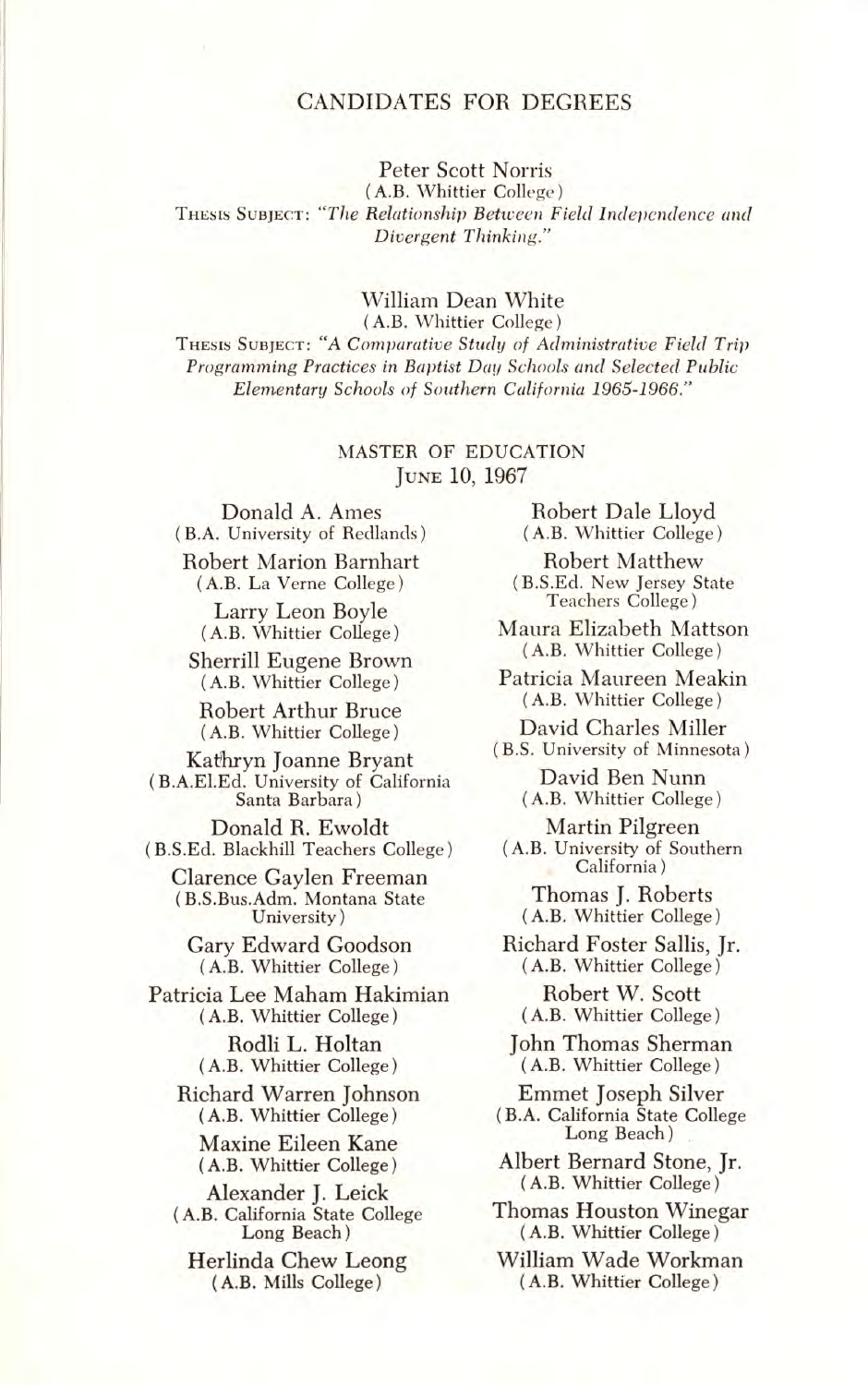## CANDIDATES FOR DEGREES

Peter Scott Norris
(A.B. Whittier College)
THESIS SUBJECT: *"The Relationship Between Field Independence and Divergent Thinking."*

William Dean White
(A.B. Whittier College)
THESIS SUBJECT: *"A Comparative Study of Administrative Field Trip Programming Practices in Baptist Day Schools and Selected Public Elementary Schools of Southern California 1965-1966."*

### MASTER OF EDUCATION
June 10, 1967

Donald A. Ames
(B.A. University of Redlands)

Robert Marion Barnhart
(A.B. La Verne College)

Larry Leon Boyle
(A.B. Whittier College)

Sherrill Eugene Brown
(A.B. Whittier College)

Robert Arthur Bruce
(A.B. Whittier College)

Kathryn Joanne Bryant
(B.A.El.Ed. University of California Santa Barbara)

Donald R. Ewoldt
(B.S.Ed. Blackhill Teachers College)

Clarence Gaylen Freeman
(B.S.Bus.Adm. Montana State University)

Gary Edward Goodson
(A.B. Whittier College)

Patricia Lee Maham Hakimian
(A.B. Whittier College)

Rodli L. Holtan
(A.B. Whittier College)

Richard Warren Johnson
(A.B. Whittier College)

Maxine Eileen Kane
(A.B. Whittier College)

Alexander J. Leick
(A.B. California State College Long Beach)

Herlinda Chew Leong
(A.B. Mills College)

Robert Dale Lloyd
(A.B. Whittier College)

Robert Matthew
(B.S.Ed. New Jersey State Teachers College)

Maura Elizabeth Mattson
(A.B. Whittier College)

Patricia Maureen Meakin
(A.B. Whittier College)

David Charles Miller
(B.S. University of Minnesota)

David Ben Nunn
(A.B. Whittier College)

Martin Pilgreen
(A.B. University of Southern California)

Thomas J. Roberts
(A.B. Whittier College)

Richard Foster Sallis, Jr.
(A.B. Whittier College)

Robert W. Scott
(A.B. Whittier College)

John Thomas Sherman
(A.B. Whittier College)

Emmet Joseph Silver
(B.A. California State College Long Beach)

Albert Bernard Stone, Jr.
(A.B. Whittier College)

Thomas Houston Winegar
(A.B. Whittier College)

William Wade Workman
(A.B. Whittier College)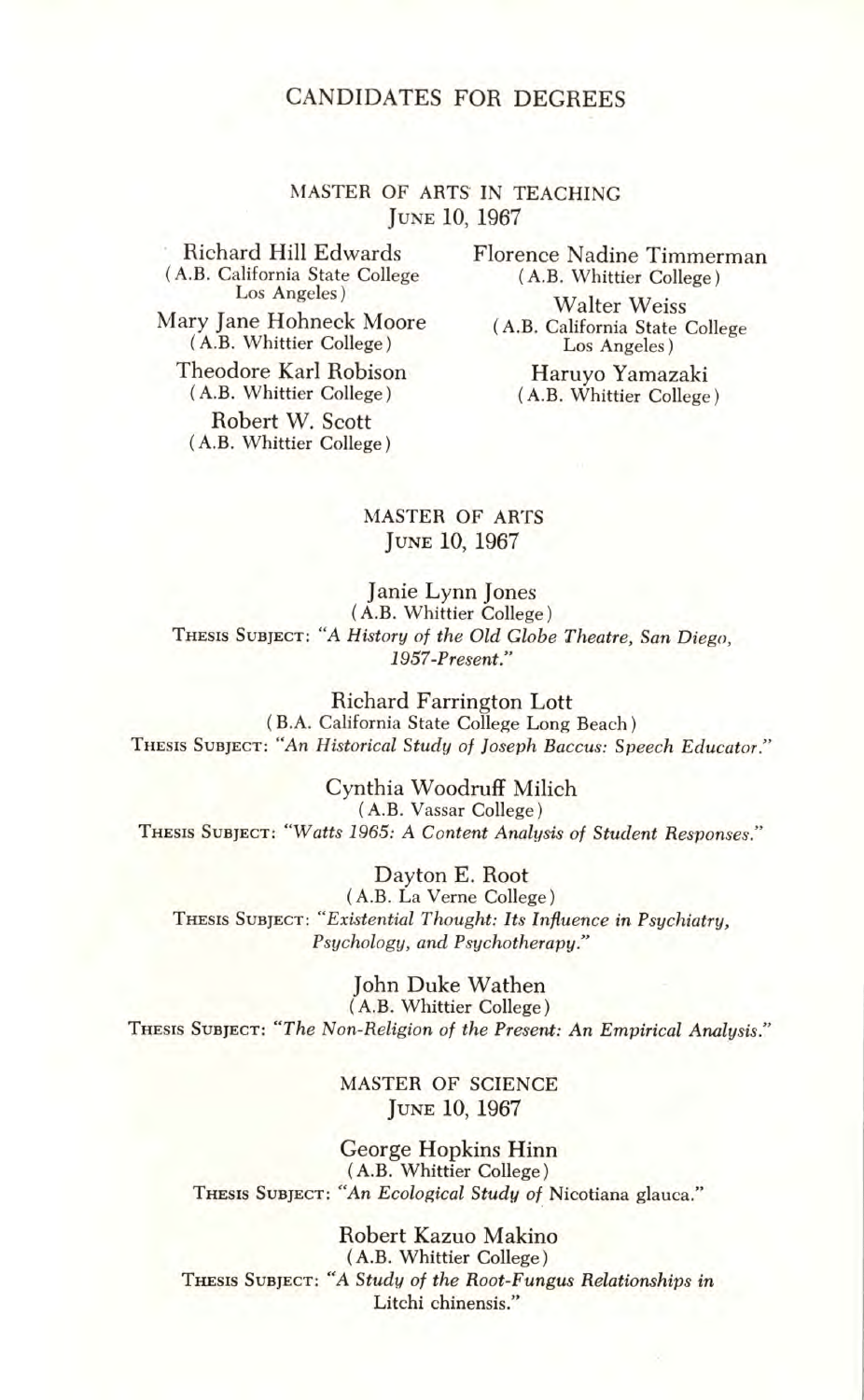# CANDIDATES FOR DEGREES

## MASTER OF ARTS IN TEACHING
JUNE 10, 1967

Richard Hill Edwards
(A.B. California State College Los Angeles)

Mary Jane Hohneck Moore
(A.B. Whittier College)

Theodore Karl Robison
(A.B. Whittier College)

Robert W. Scott
(A.B. Whittier College)

Florence Nadine Timmerman
(A.B. Whittier College)

Walter Weiss
(A.B. California State College Los Angeles)

Haruyo Yamazaki
(A.B. Whittier College)

## MASTER OF ARTS
JUNE 10, 1967

Janie Lynn Jones
(A.B. Whittier College)
THESIS SUBJECT: "*A History of the Old Globe Theatre, San Diego, 1957-Present.*"

Richard Farrington Lott
(B.A. California State College Long Beach)
THESIS SUBJECT: "*An Historical Study of Joseph Baccus: Speech Educator.*"

Cynthia Woodruff Milich
(A.B. Vassar College)
THESIS SUBJECT: "*Watts 1965: A Content Analysis of Student Responses.*"

Dayton E. Root
(A.B. La Verne College)
THESIS SUBJECT: "*Existential Thought: Its Influence in Psychiatry, Psychology, and Psychotherapy.*"

John Duke Wathen
(A.B. Whittier College)
THESIS SUBJECT: "*The Non-Religion of the Present: An Empirical Analysis.*"

## MASTER OF SCIENCE
JUNE 10, 1967

George Hopkins Hinn
(A.B. Whittier College)
THESIS SUBJECT: "*An Ecological Study of* Nicotiana glauca."

Robert Kazuo Makino
(A.B. Whittier College)
THESIS SUBJECT: "*A Study of the Root-Fungus Relationships in* Litchi chinensis."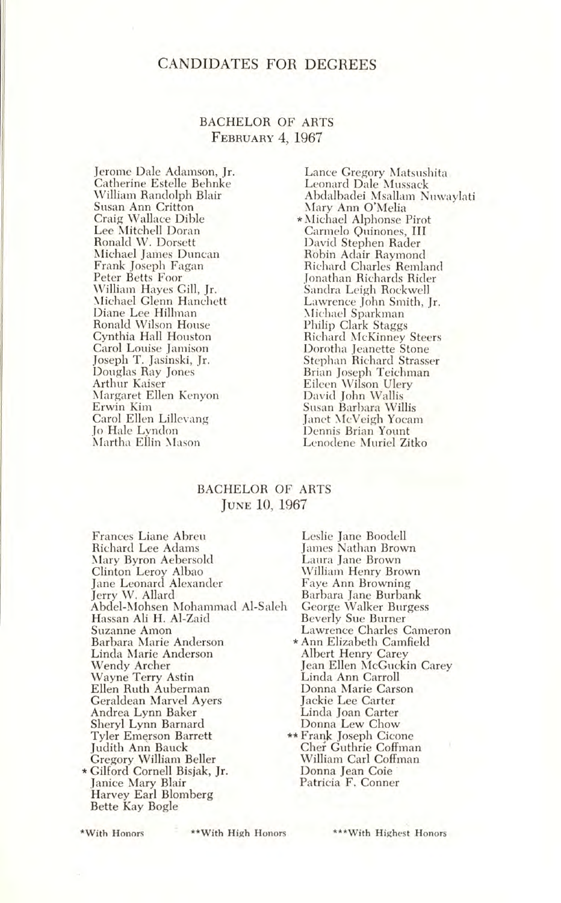# CANDIDATES FOR DEGREES

## BACHELOR OF ARTS
### February 4, 1967

Jerome Dale Adamson, Jr.
Catherine Estelle Behnke
William Randolph Blair
Susan Ann Critton
Craig Wallace Dible
Lee Mitchell Doran
Ronald W. Dorsett
Michael James Duncan
Frank Joseph Fagan
Peter Betts Foor
William Hayes Gill, Jr.
Michael Glenn Hanchett
Diane Lee Hillman
Ronald Wilson House
Cynthia Hall Houston
Carol Louise Jamison
Joseph T. Jasinski, Jr.
Douglas Ray Jones
Arthur Kaiser
Margaret Ellen Kenyon
Erwin Kim
Carol Ellen Lillevang
Jo Hale Lyndon
Martha Ellin Mason
Lance Gregory Matsushita
Leonard Dale Mussack
Abdalbadei Msallam Nuwaylati
Mary Ann O'Melia
*Michael Alphonse Pirot
Carmelo Quinones, III
David Stephen Rader
Robin Adair Raymond
Richard Charles Remland
Jonathan Richards Rider
Sandra Leigh Rockwell
Lawrence John Smith, Jr.
Michael Sparkman
Philip Clark Staggs
Richard McKinney Steers
Dorotha Jeanette Stone
Stephan Richard Strasser
Brian Joseph Teichman
Eileen Wilson Ulery
David John Wallis
Susan Barbara Willis
Janet McVeigh Yocam
Dennis Brian Yount
Lenodene Muriel Zitko

## BACHELOR OF ARTS
### June 10, 1967

Frances Liane Abreu
Richard Lee Adams
Mary Byron Aebersold
Clinton Leroy Albao
Jane Leonard Alexander
Jerry W. Allard
Abdel-Mohsen Mohammad Al-Saleh
Hassan Ali H. Al-Zaid
Suzanne Amon
Barbara Marie Anderson
Linda Marie Anderson
Wendy Archer
Wayne Terry Astin
Ellen Ruth Auberman
Geraldean Marvel Ayers
Andrea Lynn Baker
Sheryl Lynn Barnard
Tyler Emerson Barrett
Judith Ann Bauck
Gregory William Beller
*Gilford Cornell Bisjak, Jr.
Janice Mary Blair
Harvey Earl Blomberg
Bette Kay Bogle
Leslie Jane Boodell
James Nathan Brown
Laura Jane Brown
William Henry Brown
Faye Ann Browning
Barbara Jane Burbank
George Walker Burgess
Beverly Sue Burner
Lawrence Charles Cameron
*Ann Elizabeth Camfield
Albert Henry Carey
Jean Ellen McGuckin Carey
Linda Ann Carroll
Donna Marie Carson
Jackie Lee Carter
Linda Joan Carter
Donna Lew Chow
**Frank Joseph Cicone
Cher Guthrie Coffman
William Carl Coffman
Donna Jean Coie
Patricia F. Conner

*With Honors **With High Honors ***With Highest Honors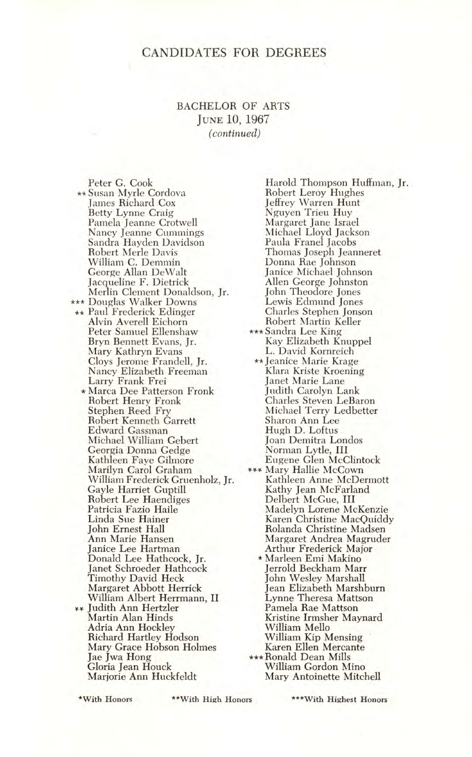# CANDIDATES FOR DEGREES

## BACHELOR OF ARTS
### JUNE 10, 1967
*(continued)*

Peter G. Cook
** Susan Myrle Cordova
James Richard Cox
Betty Lynne Craig
Pamela Jeanne Crotwell
Nancy Jeanne Cummings
Sandra Hayden Davidson
Robert Merle Davis
William C. Demmin
George Allan DeWalt
Jacqueline F. Dietrick
Merlin Clement Donaldson, Jr.
*** Douglas Walker Downs
** Paul Frederick Edinger
Alvin Averell Eichorn
Peter Samuel Ellenshaw
Bryn Bennett Evans, Jr.
Mary Kathryn Evans
Cloys Jerome Frandell, Jr.
Nancy Elizabeth Freeman
Larry Frank Frei
* Marca Dee Patterson Fronk
Robert Henry Fronk
Stephen Reed Fry
Robert Kenneth Garrett
Edward Gassman
Michael William Gebert
Georgia Donna Gedge
Kathleen Faye Gilmore
Marilyn Carol Graham
William Frederick Gruenholz, Jr.
Gayle Harriet Guptill
Robert Lee Haendiges
Patricia Fazio Haile
Linda Sue Hainer
John Ernest Hall
Ann Marie Hansen
Janice Lee Hartman
Donald Lee Hathcock, Jr.
Janet Schroeder Hathcock
Timothy David Heck
Margaret Abbott Herrick
William Albert Herrmann, II
** Judith Ann Hertzler
Martin Alan Hinds
Adria Ann Hockley
Richard Hartley Hodson
Mary Grace Hobson Holmes
Jae Jwa Hong
Gloria Jean Houck
Marjorie Ann Huckfeldt
Harold Thompson Huffman, Jr.
Robert Leroy Hughes
Jeffrey Warren Hunt
Nguyen Trieu Huy
Margaret Jane Israel
Michael Lloyd Jackson
Paula Franel Jacobs
Thomas Joseph Jeanneret
Donna Rae Johnson
Janice Michael Johnson
Allen George Johnston
John Theodore Jones
Lewis Edmund Jones
Charles Stephen Jonson
Robert Martin Keller
*** Sandra Lee King
Kay Elizabeth Knuppel
L. David Kornreich
** Jeanice Marie Krage
Klara Kriste Kroening
Janet Marie Lane
Judith Carolyn Lank
Charles Steven LeBaron
Michael Terry Ledbetter
Sharon Ann Lee
Hugh D. Loftus
Joan Demitra Londos
Norman Lytle, III
Eugene Glen McClintock
*** Mary Hallie McCown
Kathleen Anne McDermott
Kathy Jean McFarland
Delbert McGue, III
Madelyn Lorene McKenzie
Karen Christine MacQuiddy
Rolanda Christine Madsen
Margaret Andrea Magruder
Arthur Frederick Major
* Marleen Emi Makino
Jerrold Beckham Marr
John Wesley Marshall
Jean Elizabeth Marshburn
Lynne Theresa Mattson
Pamela Rae Mattson
Kristine Irmsher Maynard
William Mello
William Kip Mensing
Karen Ellen Mercante
*** Ronald Dean Mills
William Gordon Mino
Mary Antoinette Mitchell

*With Honors **With High Honors ***With Highest Honors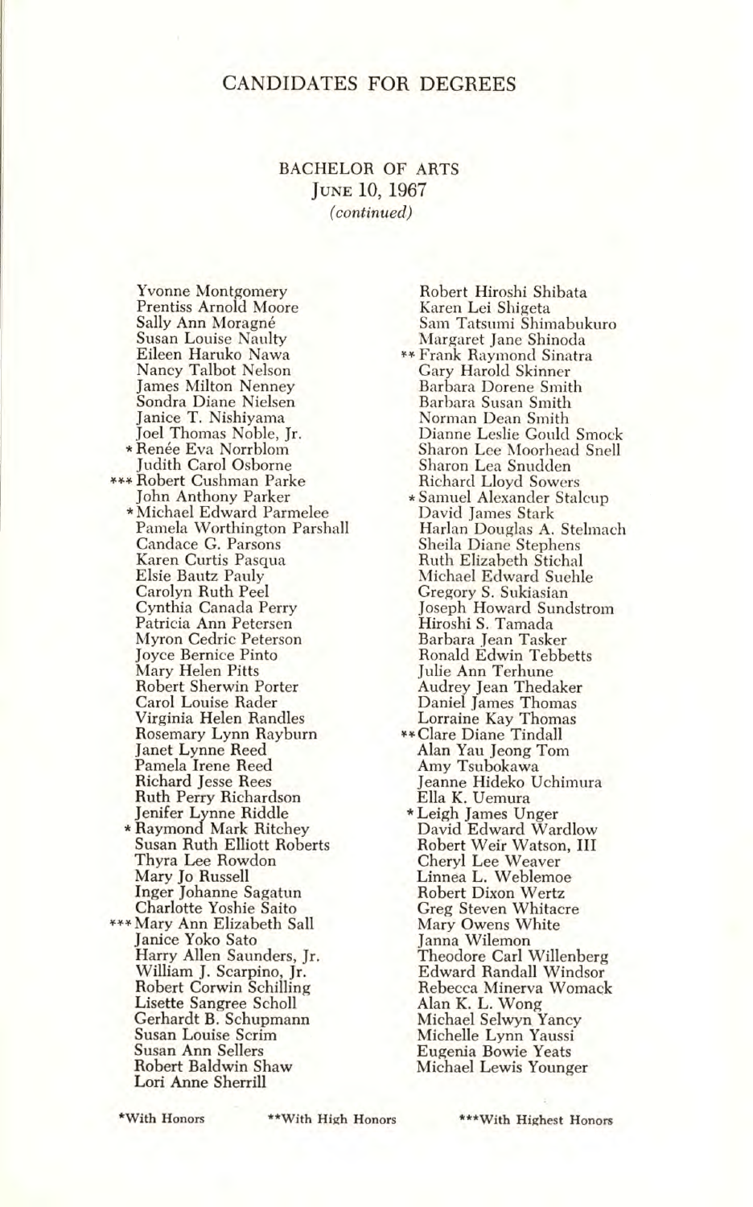# CANDIDATES FOR DEGREES

## BACHELOR OF ARTS
### JUNE 10, 1967
*(continued)*

Yonne Montgomery
Prentiss Arnold Moore
Sally Ann Moragné
Susan Louise Naulty
Eileen Haruko Nawa
Nancy Talbot Nelson
James Milton Nenney
Sondra Diane Nielsen
Janice T. Nishiyama
Joel Thomas Noble, Jr.
*Renée Eva Norrblom
Judith Carol Osborne
***Robert Cushman Parke
John Anthony Parker
*Michael Edward Parmelee
Pamela Worthington Parshall
Candace G. Parsons
Karen Curtis Pasqua
Elsie Bautz Pauly
Carolyn Ruth Peel
Cynthia Canada Perry
Patricia Ann Petersen
Myron Cedric Peterson
Joyce Bernice Pinto
Mary Helen Pitts
Robert Sherwin Porter
Carol Louise Rader
Virginia Helen Randles
Rosemary Lynn Rayburn
Janet Lynne Reed
Pamela Irene Reed
Richard Jesse Rees
Ruth Perry Richardson
Jenifer Lynne Riddle
*Raymond Mark Ritchey
Susan Ruth Elliott Roberts
Thyra Lee Rowdon
Mary Jo Russell
Inger Johanne Sagatun
Charlotte Yoshie Saito
***Mary Ann Elizabeth Sall
Janice Yoko Sato
Harry Allen Saunders, Jr.
William J. Scarpino, Jr.
Robert Corwin Schilling
Lisette Sangree Scholl
Gerhardt B. Schupmann
Susan Louise Scrim
Susan Ann Sellers
Robert Baldwin Shaw
Lori Anne Sherrill
Robert Hiroshi Shibata
Karen Lei Shigeta
Sam Tatsumi Shimabukuro
Margaret Jane Shinoda
**Frank Raymond Sinatra
Gary Harold Skinner
Barbara Dorene Smith
Barbara Susan Smith
Norman Dean Smith
Dianne Leslie Gould Smock
Sharon Lee Moorhead Snell
Sharon Lea Snudden
Richard Lloyd Sowers
*Samuel Alexander Stalcup
David James Stark
Harlan Douglas A. Stelmach
Sheila Diane Stephens
Ruth Elizabeth Stichal
Michael Edward Suehle
Gregory S. Sukiasian
Joseph Howard Sundstrom
Hiroshi S. Tamada
Barbara Jean Tasker
Ronald Edwin Tebbetts
Julie Ann Terhune
Audrey Jean Thedaker
Daniel James Thomas
Lorraine Kay Thomas
**Clare Diane Tindall
Alan Yau Jeong Tom
Amy Tsubokawa
Jeanne Hideko Uchimura
Ella K. Uemura
*Leigh James Unger
David Edward Wardlow
Robert Weir Watson, III
Cheryl Lee Weaver
Linnea L. Weblemoe
Robert Dixon Wertz
Greg Steven Whitacre
Mary Owens White
Janna Wilemon
Theodore Carl Willenberg
Edward Randall Windsor
Rebecca Minerva Womack
Alan K. L. Wong
Michael Selwyn Yancy
Michelle Lynn Yaussi
Eugenia Bowie Yeats
Michael Lewis Younger

*With Honors **With High Honors ***With Highest Honors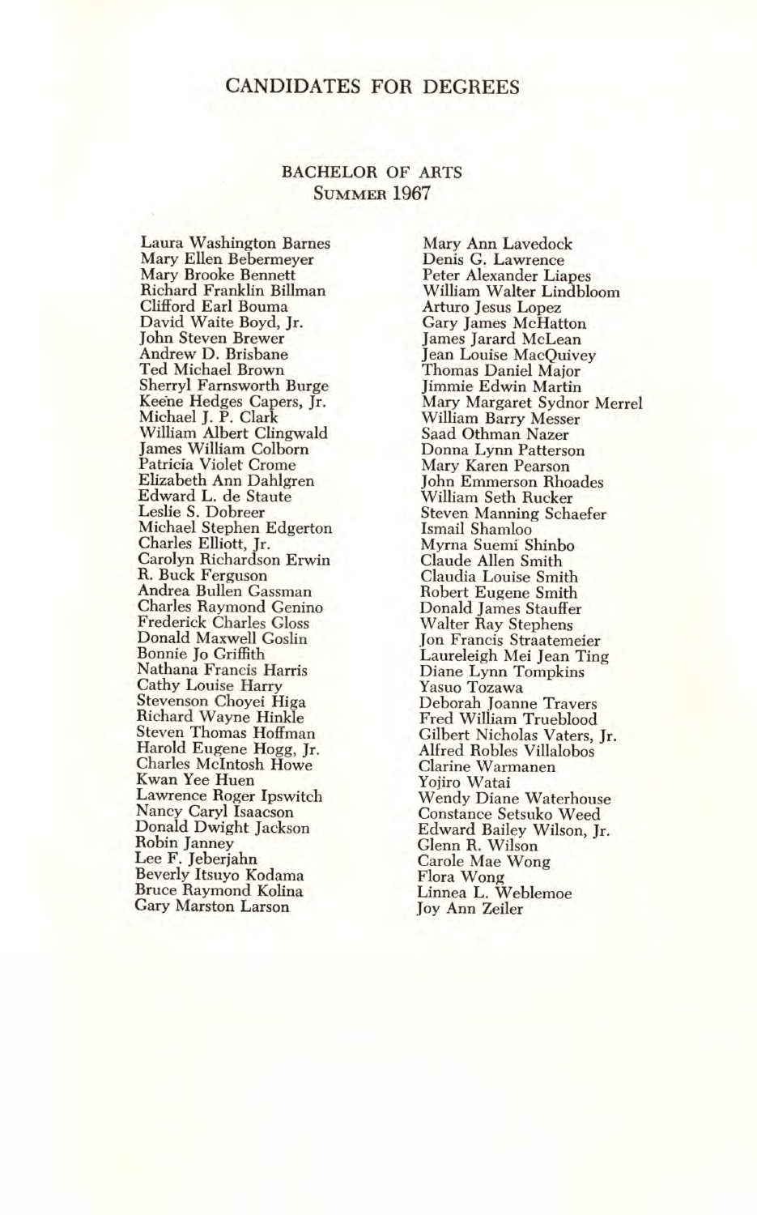# CANDIDATES FOR DEGREES

## BACHELOR OF ARTS
### SUMMER 1967

Laura Washington Barnes
Mary Ellen Bebermeyer
Mary Brooke Bennett
Richard Franklin Billman
Clifford Earl Bouma
David Waite Boyd, Jr.
John Steven Brewer
Andrew D. Brisbane
Ted Michael Brown
Sherryl Farnsworth Burge
Keene Hedges Capers, Jr.
Michael J. P. Clark
William Albert Clingwald
James William Colborn
Patricia Violet Crome
Elizabeth Ann Dahlgren
Edward L. de Staute
Leslie S. Dobreer
Michael Stephen Edgerton
Charles Elliott, Jr.
Carolyn Richardson Erwin
R. Buck Ferguson
Andrea Bullen Gassman
Charles Raymond Genino
Frederick Charles Gloss
Donald Maxwell Goslin
Bonnie Jo Griffith
Nathana Francis Harris
Cathy Louise Harry
Stevenson Choyei Higa
Richard Wayne Hinkle
Steven Thomas Hoffman
Harold Eugene Hogg, Jr.
Charles McIntosh Howe
Kwan Yee Huen
Lawrence Roger Ipswitch
Nancy Caryl Isaacson
Donald Dwight Jackson
Robin Janney
Lee F. Jeberjahn
Beverly Itsuyo Kodama
Bruce Raymond Kolina
Gary Marston Larson
Mary Ann Lavedock
Denis G. Lawrence
Peter Alexander Liapes
William Walter Lindbloom
Arturo Jesus Lopez
Gary James McHatton
James Jarard McLean
Jean Louise MacQuivey
Thomas Daniel Major
Jimmie Edwin Martin
Mary Margaret Sydnor Merrel
William Barry Messer
Saad Othman Nazer
Donna Lynn Patterson
Mary Karen Pearson
John Emmerson Rhoades
William Seth Rucker
Steven Manning Schaefer
Ismail Shamloo
Myrna Suemi Shinbo
Claude Allen Smith
Claudia Louise Smith
Robert Eugene Smith
Donald James Stauffer
Walter Ray Stephens
Jon Francis Straatemeier
Laureleigh Mei Jean Ting
Diane Lynn Tompkins
Yasuo Tozawa
Deborah Joanne Travers
Fred William Trueblood
Gilbert Nicholas Vaters, Jr.
Alfred Robles Villalobos
Clarine Warmanen
Yojiro Watai
Wendy Diane Waterhouse
Constance Setsuko Weed
Edward Bailey Wilson, Jr.
Glenn R. Wilson
Carole Mae Wong
Flora Wong
Linnea L. Weblemoe
Joy Ann Zeiler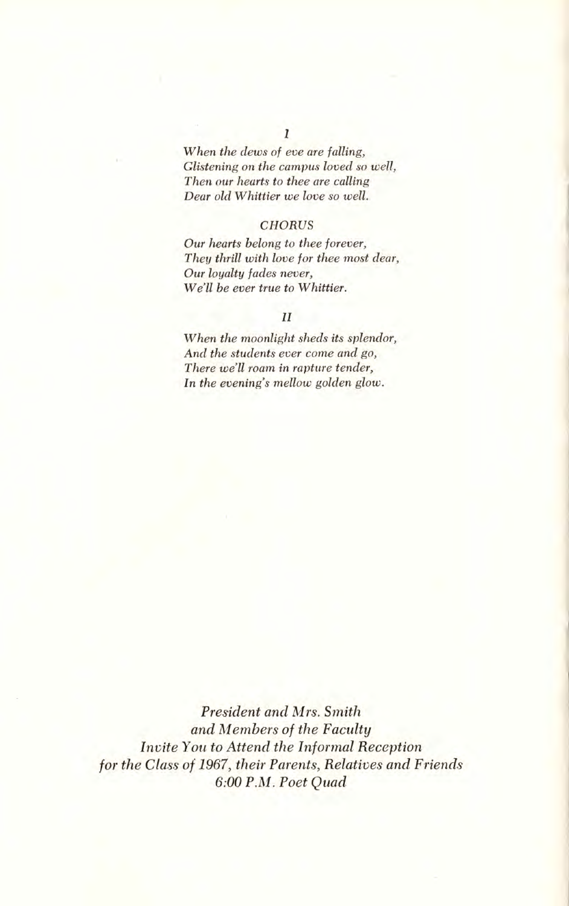I

*When the dews of eve are falling,*
*Glistening on the campus loved so well,*
*Then our hearts to thee are calling*
*Dear old Whittier we love so well.*

*CHORUS*

*Our hearts belong to thee forever,*
*They thrill with love for thee most dear,*
*Our loyalty fades never,*
*We'll be ever true to Whittier.*

*II*

*When the moonlight sheds its splendor,*
*And the students ever come and go,*
*There we'll roam in rapture tender,*
*In the evening's mellow golden glow.*

*President and Mrs. Smith*
*and Members of the Faculty*
*Invite You to Attend the Informal Reception*
*for the Class of 1967, their Parents, Relatives and Friends*
*6:00 P.M. Poet Quad*